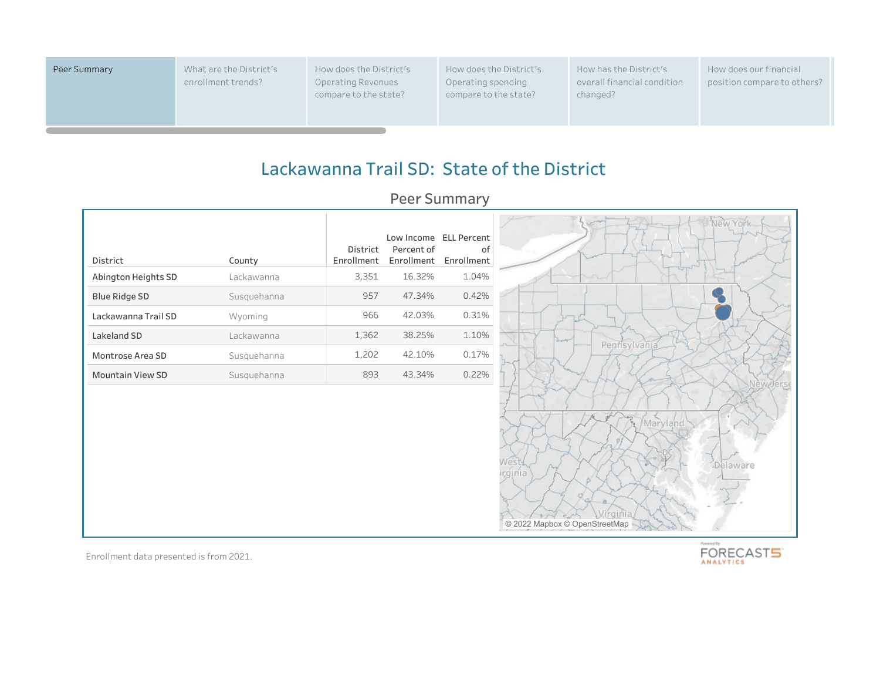Peer Summary | What are the District's enrollment trends? | How does the District's Operating Revenues compare to the state? | How does the District's Operating spending compare to the state? | How has the District's overall financial condition changed? | How does our financial position compare to others?

# Lackawanna Trail SD: State of the District

## Peer Summary

| District | County | District Enrollment | Low Income Percent of Enrollment | ELL Percent of Enrollment |
|---|---|---|---|---|
| Abington Heights SD | Lackawanna | 3,351 | 16.32% | 1.04% |
| Blue Ridge SD | Susquehanna | 957 | 47.34% | 0.42% |
| Lackawanna Trail SD | Wyoming | 966 | 42.03% | 0.31% |
| Lakeland SD | Lackawanna | 1,362 | 38.25% | 1.10% |
| Montrose Area SD | Susquehanna | 1,202 | 42.10% | 0.17% |
| Mountain View SD | Susquehanna | 893 | 43.34% | 0.22% |

© 2022 Mapbox © OpenStreetMap

Enrollment data presented is from 2021.

Powered By: FORECAST5 ANALYTICS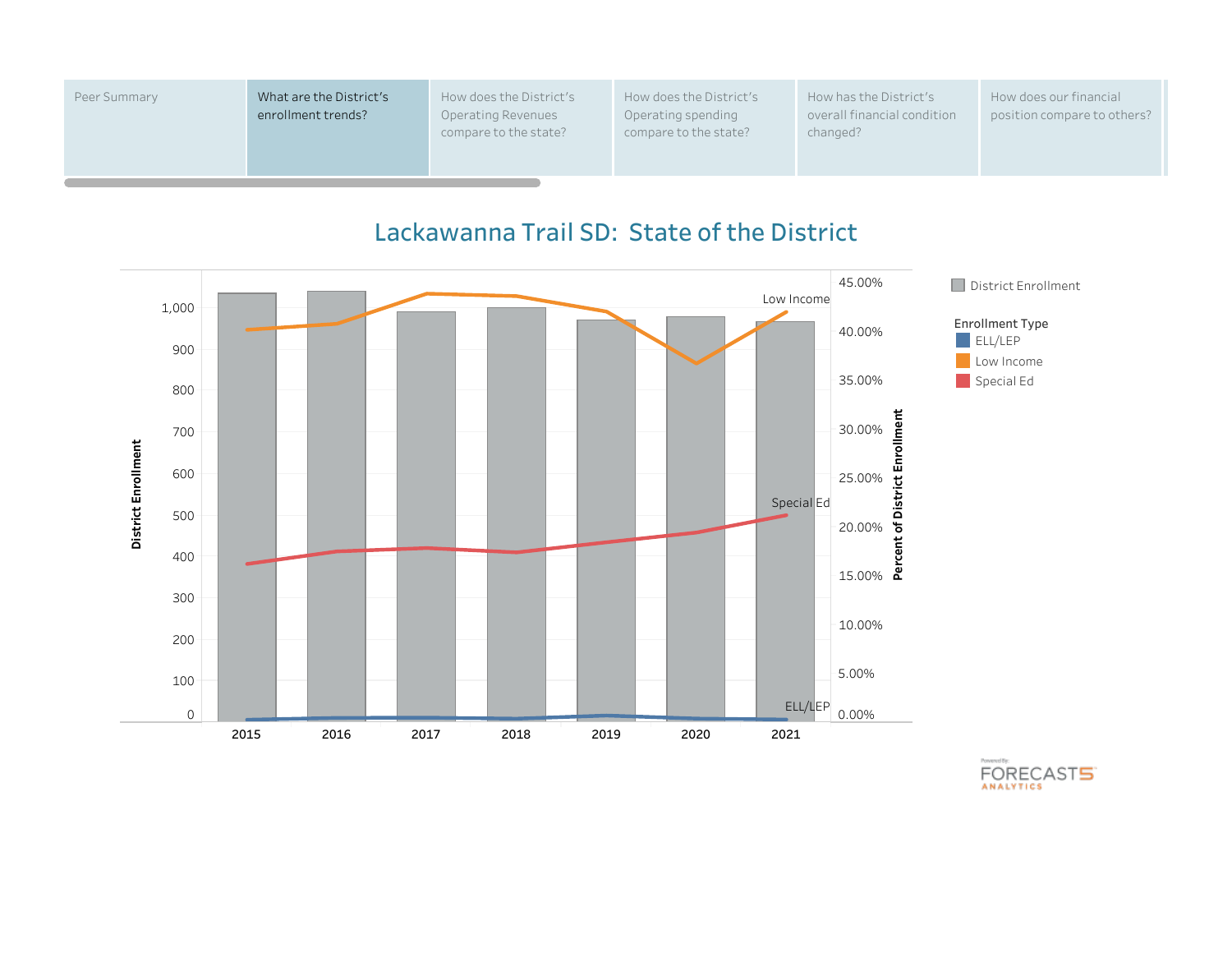| Peer Summary | What are the District's enrollment trends? | How does the District's Operating Revenues compare to the state? | How does the District's Operating spending compare to the state? | How has the District's overall financial condition changed? | How does our financial position compare to others? |
|---|---|---|---|---|---|

# Lackawanna Trail SD: State of the District

District Enrollment

Enrollment Type
- ELL/LEP
- Low Income
- Special Ed

Left axis: District Enrollment (0, 100, 200, 300, 400, 500, 600, 700, 800, 900, 1,000)

Right axis: Percent of District Enrollment (0.00%, 5.00%, 10.00%, 15.00%, 20.00%, 25.00%, 30.00%, 35.00%, 40.00%, 45.00%)

Years: 2015, 2016, 2017, 2018, 2019, 2020, 2021

Line labels: Low Income, Special Ed, ELL/LEP

Powered By: FORECAST5 ANALYTICS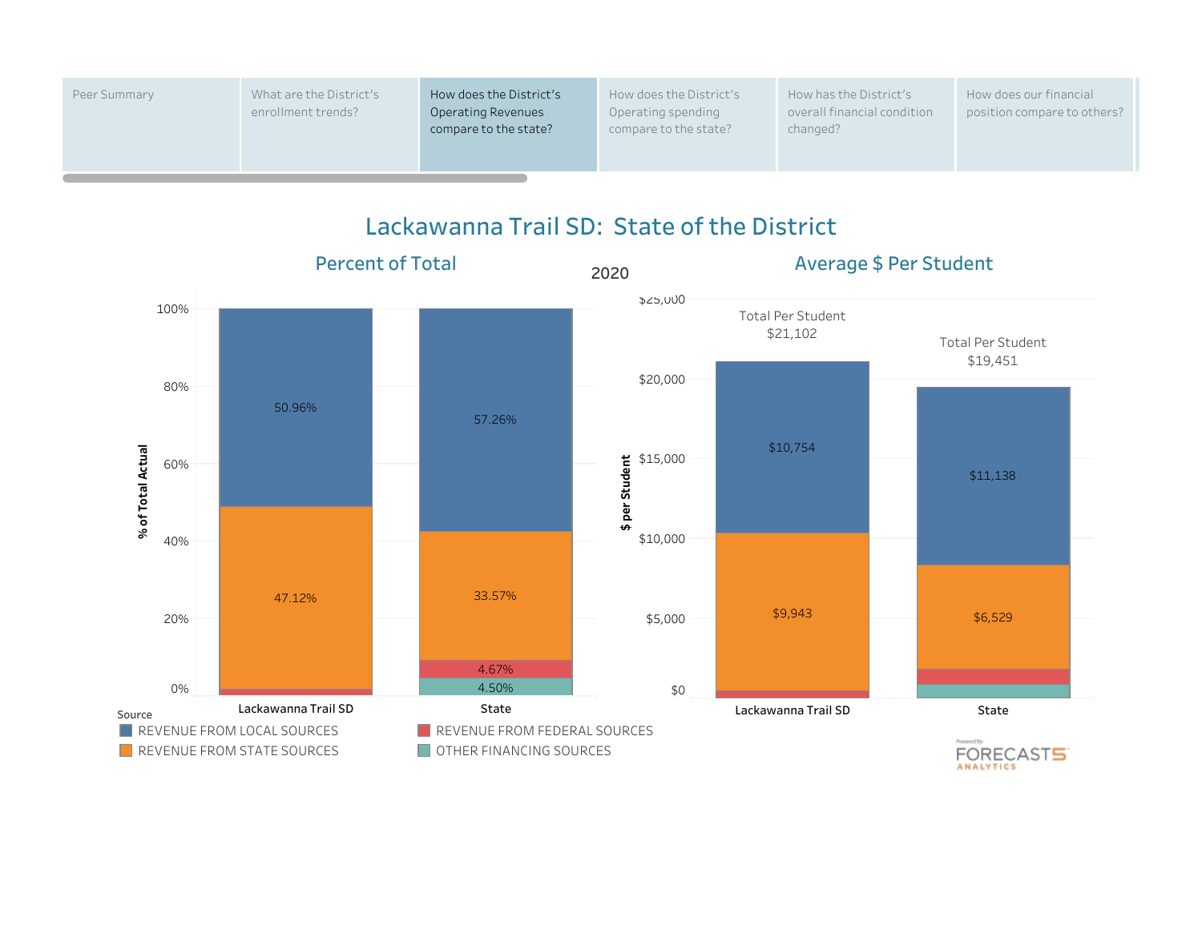| Peer Summary | What are the District's enrollment trends? | How does the District's Operating Revenues compare to the state? | How does the District's Operating spending compare to the state? | How has the District's overall financial condition changed? | How does our financial position compare to others? |
|---|---|---|---|---|---|

# Lackawanna Trail SD: State of the District

2020

## Percent of Total

% of Total Actual

| Source | Lackawanna Trail SD | State |
|---|---|---|
| REVENUE FROM LOCAL SOURCES | 50.96% | 57.26% |
| REVENUE FROM STATE SOURCES | 47.12% | 33.57% |
| REVENUE FROM FEDERAL SOURCES | | 4.67% |
| OTHER FINANCING SOURCES | | 4.50% |

## Average $ Per Student

$ per Student

| Source | Lackawanna Trail SD | State |
|---|---|---|
| REVENUE FROM LOCAL SOURCES | $10,754 | $11,138 |
| REVENUE FROM STATE SOURCES | $9,943 | $6,529 |
| Total Per Student | $21,102 | $19,451 |

Source
- REVENUE FROM LOCAL SOURCES
- REVENUE FROM STATE SOURCES
- REVENUE FROM FEDERAL SOURCES
- OTHER FINANCING SOURCES

Powered By: FORECAST5 ANALYTICS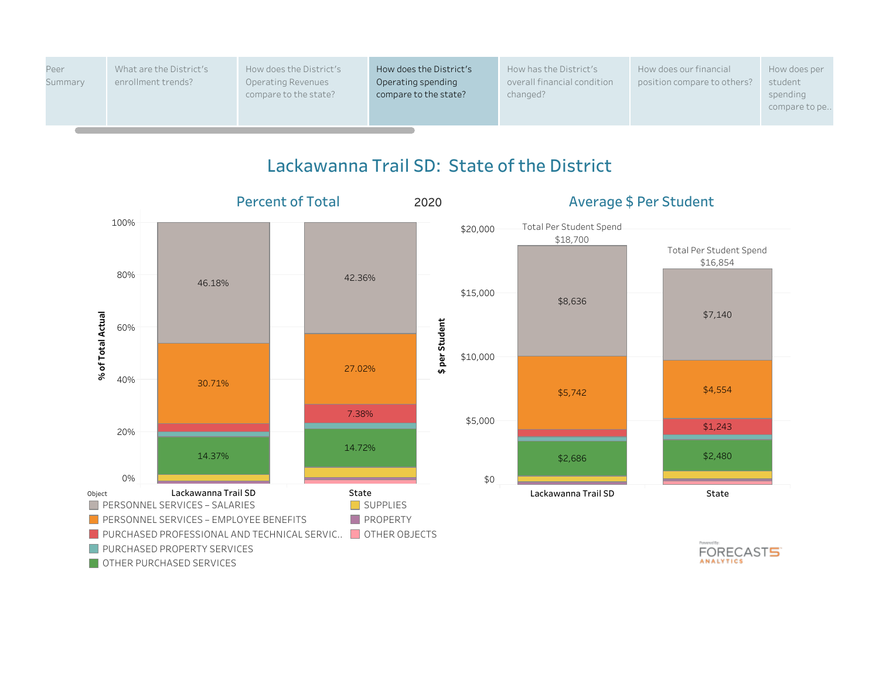Peer Summary | What are the District's enrollment trends? | How does the District's Operating Revenues compare to the state? | How does the District's Operating spending compare to the state? | How has the District's overall financial condition changed? | How does our financial position compare to others? | How does per student spending compare to pe..

# Lackawanna Trail SD: State of the District

## Percent of Total

2020

% of Total Actual

| Object | Lackawanna Trail SD | State |
|---|---|---|
| PERSONNEL SERVICES – SALARIES | 46.18% | 42.36% |
| PERSONNEL SERVICES – EMPLOYEE BENEFITS | 30.71% | 27.02% |
| PURCHASED PROFESSIONAL AND TECHNICAL SERVIC.. | | 7.38% |
| PURCHASED PROPERTY SERVICES | | |
| OTHER PURCHASED SERVICES | 14.37% | 14.72% |
| SUPPLIES | | |
| PROPERTY | | |
| OTHER OBJECTS | | |

## Average $ Per Student

$ per Student

| Object | Lackawanna Trail SD | State |
|---|---|---|
| Total Per Student Spend | $18,700 | $16,854 |
| PERSONNEL SERVICES – SALARIES | $8,636 | $7,140 |
| PERSONNEL SERVICES – EMPLOYEE BENEFITS | $5,742 | $4,554 |
| PURCHASED PROFESSIONAL AND TECHNICAL SERVIC.. | | $1,243 |
| PURCHASED PROPERTY SERVICES | | |
| OTHER PURCHASED SERVICES | $2,686 | $2,480 |
| SUPPLIES | | |
| PROPERTY | | |
| OTHER OBJECTS | | |

Powered By: FORECAST5 ANALYTICS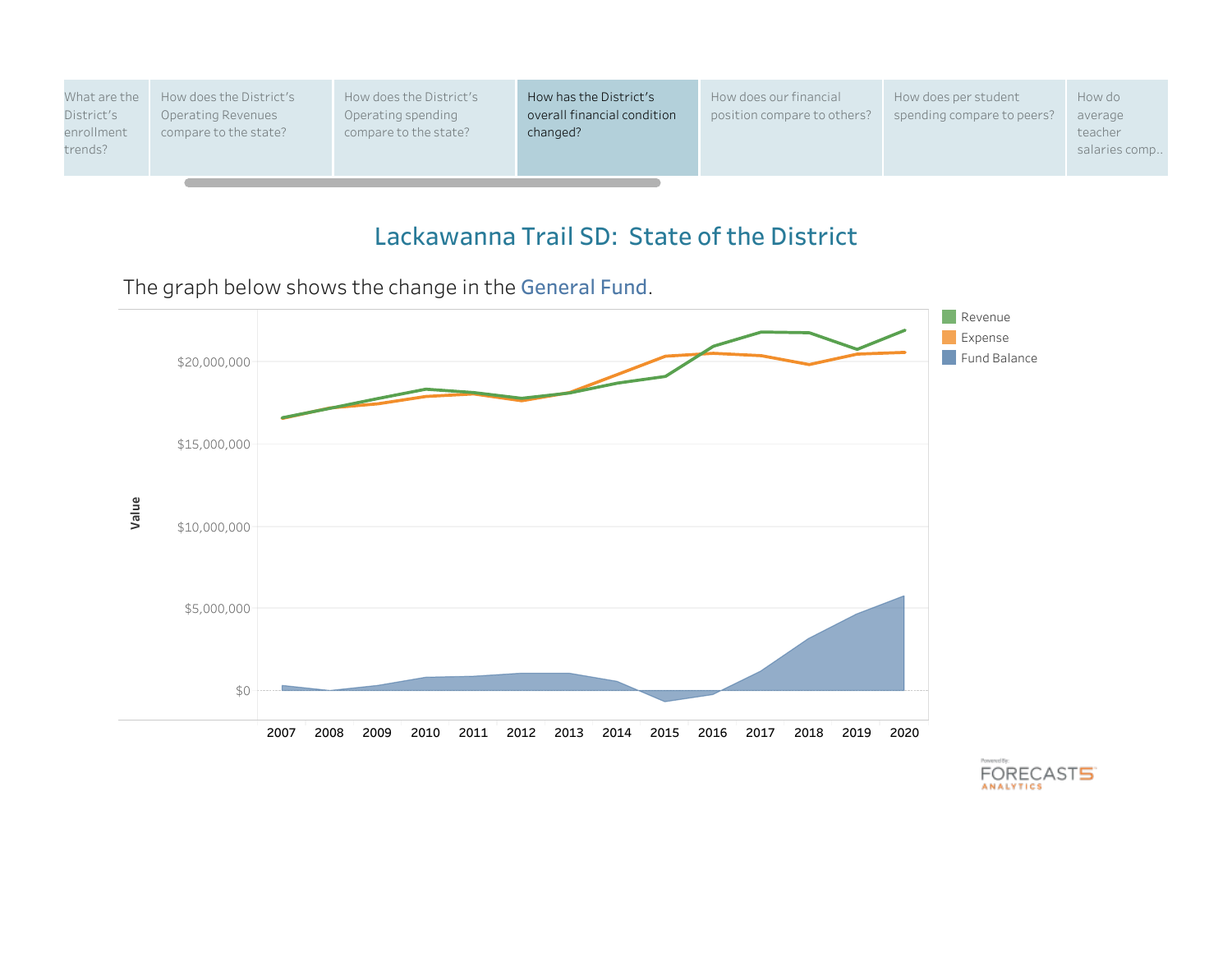| What are the District's enrollment trends? | How does the District's Operating Revenues compare to the state? | How does the District's Operating spending compare to the state? | How has the District's overall financial condition changed? | How does our financial position compare to others? | How does per student spending compare to peers? | How do average teacher salaries comp.. |
|---|---|---|---|---|---|---|

# Lackawanna Trail SD: State of the District

The graph below shows the change in the General Fund.

Revenue
Expense
Fund Balance

Value

$20,000,000
$15,000,000
$10,000,000
$5,000,000
$0

2007 2008 2009 2010 2011 2012 2013 2014 2015 2016 2017 2018 2019 2020

Powered By: FORECAST5 ANALYTICS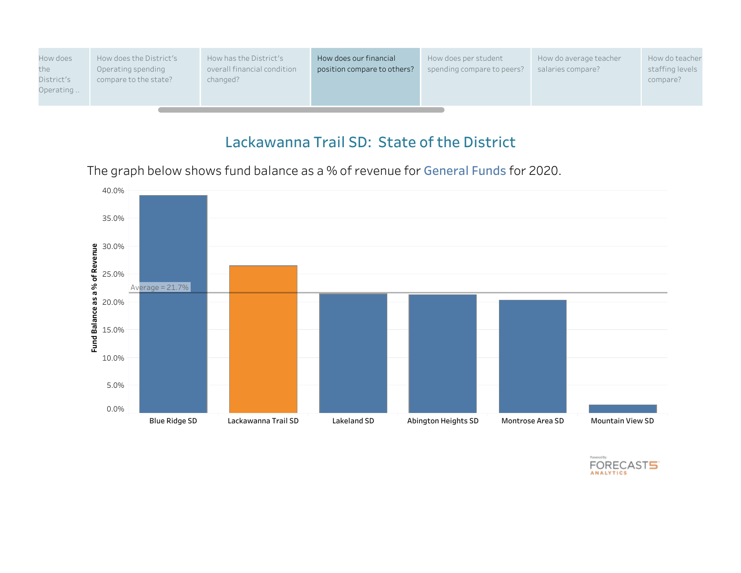How does the District's Operating ..

How does the District's Operating spending compare to the state?

How has the District's overall financial condition changed?

How does our financial position compare to others?

How does per student spending compare to peers?

How do average teacher salaries compare?

How do teacher staffing levels compare?

# Lackawanna Trail SD: State of the District

The graph below shows fund balance as a % of revenue for General Funds for 2020.

Fund Balance as a % of Revenue

40.0%
35.0%
30.0%
25.0%
20.0%
15.0%
10.0%
5.0%
0.0%

Average = 21.7%

Blue Ridge SD | Lackawanna Trail SD | Lakeland SD | Abington Heights SD | Montrose Area SD | Mountain View SD

Powered By: FORECAST5 ANALYTICS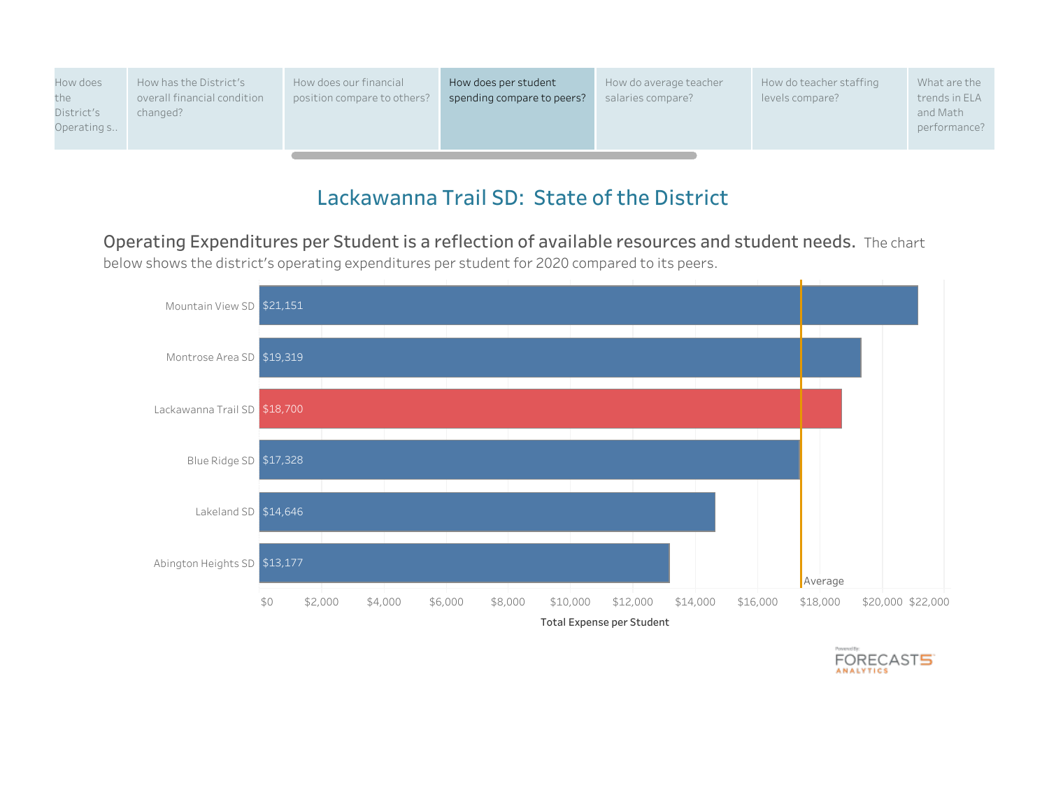How does the District's Operating s.. | How has the District's overall financial condition changed? | How does our financial position compare to others? | How does per student spending compare to peers? | How do average teacher salaries compare? | How do teacher staffing levels compare? | What are the trends in ELA and Math performance?

# Lackawanna Trail SD: State of the District

**Operating Expenditures per Student is a reflection of available resources and student needs.** The chart below shows the district's operating expenditures per student for 2020 compared to its peers.

| District | Total Expense per Student |
|---|---|
| Mountain View SD | $21,151 |
| Montrose Area SD | $19,319 |
| Lackawanna Trail SD | $18,700 |
| Blue Ridge SD | $17,328 |
| Lakeland SD | $14,646 |
| Abington Heights SD | $13,177 |

Average

Total Expense per Student

Powered By: FORECAST5 ANALYTICS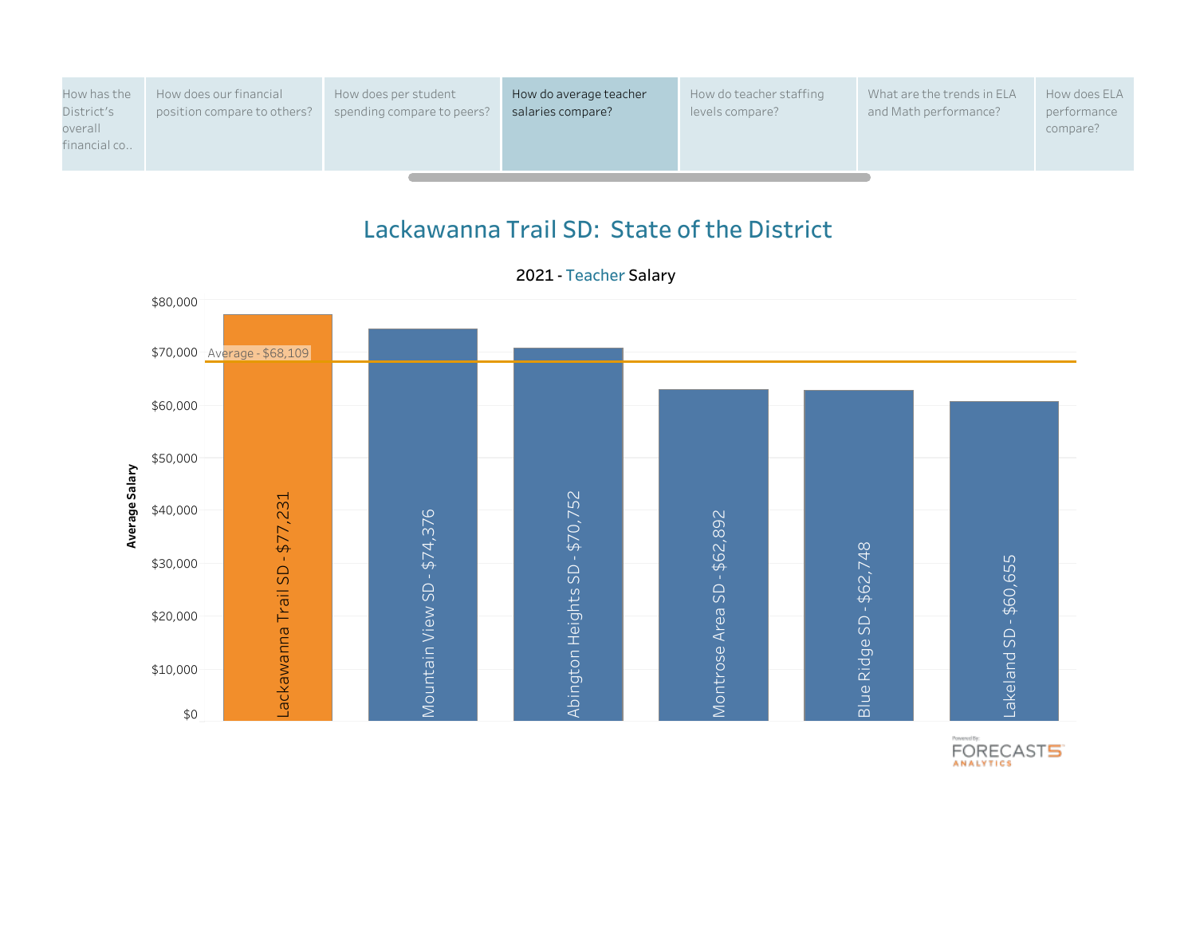How has the District's overall financial co.. | How does our financial position compare to others? | How does per student spending compare to peers? | How do average teacher salaries compare? | How do teacher staffing levels compare? | What are the trends in ELA and Math performance? | How does ELA performance compare?

# Lackawanna Trail SD: State of the District

## 2021 - Teacher Salary

| District | Average Salary |
|---|---|
| Lackawanna Trail SD | $77,231 |
| Mountain View SD | $74,376 |
| Abington Heights SD | $70,752 |
| Montrose Area SD | $62,892 |
| Blue Ridge SD | $62,748 |
| Lakeland SD | $60,655 |

Average - $68,109

Powered By: FORECAST5 ANALYTICS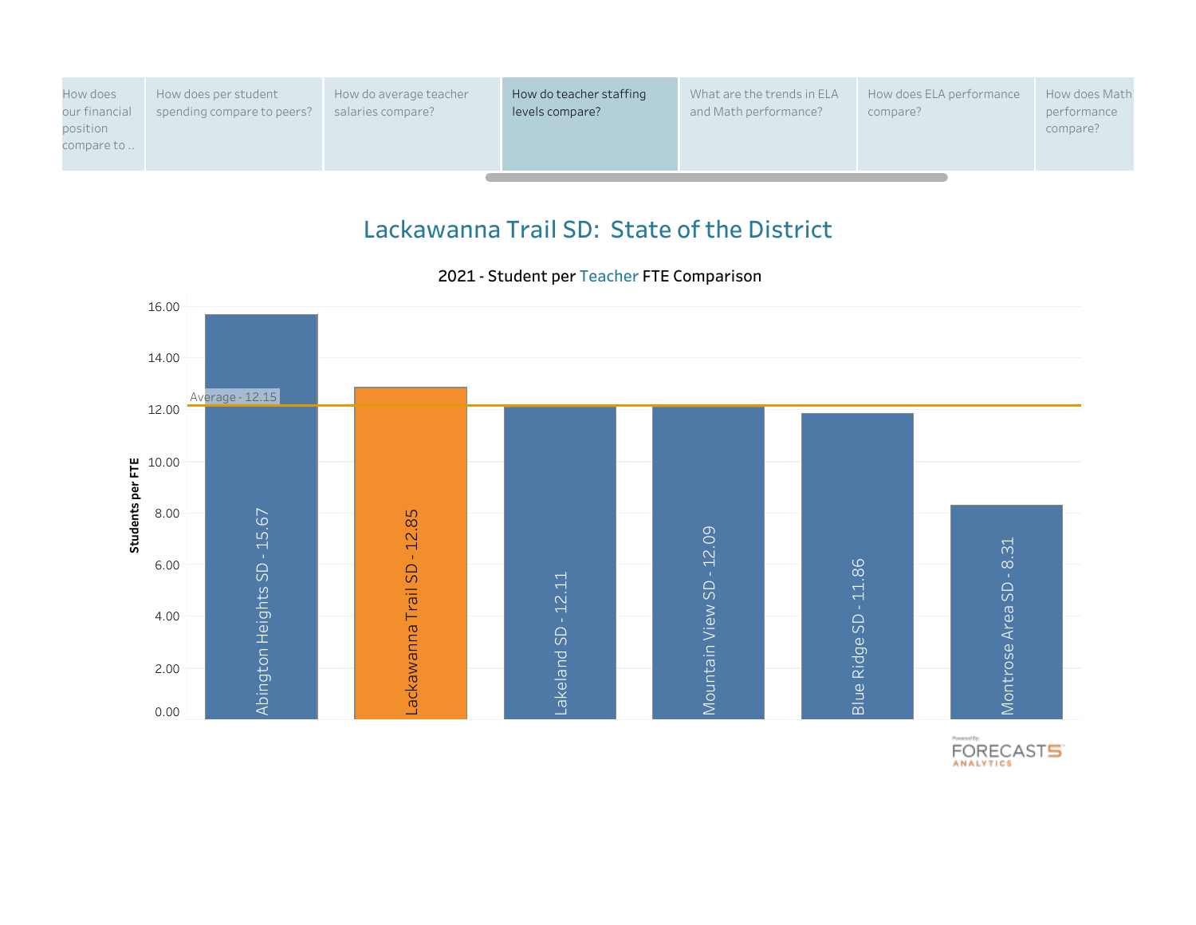How does our financial position compare to .. | How does per student spending compare to peers? | How do average teacher salaries compare? | How do teacher staffing levels compare? | What are the trends in ELA and Math performance? | How does ELA performance compare? | How does Math performance compare?

# Lackawanna Trail SD: State of the District

## 2021 - Student per Teacher FTE Comparison

| District | Students per FTE |
|---|---|
| Abington Heights SD | 15.67 |
| Lackawanna Trail SD | 12.85 |
| Lakeland SD | 12.11 |
| Mountain View SD | 12.09 |
| Blue Ridge SD | 11.86 |
| Montrose Area SD | 8.31 |

Average - 12.15

Powered By: FORECAST5 ANALYTICS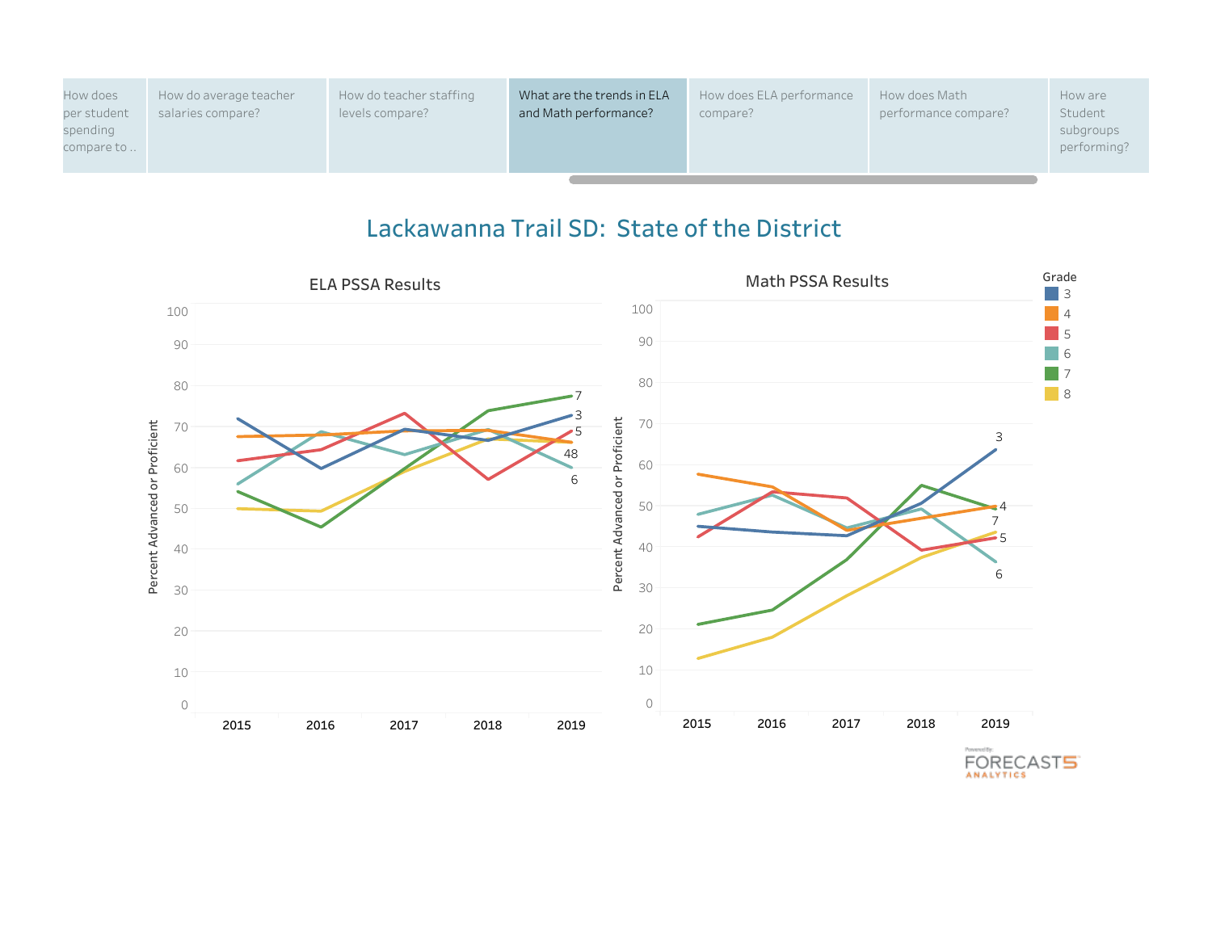How does per student spending compare to .. | How do average teacher salaries compare? | How do teacher staffing levels compare? | What are the trends in ELA and Math performance? | How does ELA performance compare? | How does Math performance compare? | How are Student subgroups performing?

# Lackawanna Trail SD: State of the District

## ELA PSSA Results

Percent Advanced or Proficient (0–100) by year (2015, 2016, 2017, 2018, 2019)

Grade: 3, 4, 5, 6, 7, 8

End labels (2019): 7, 3, 5, 48, 6

## Math PSSA Results

Percent Advanced or Proficient (0–100) by year (2015, 2016, 2017, 2018, 2019)

End labels (2019): 3, 4, 7, 5, 6

Powered By: FORECAST5 ANALYTICS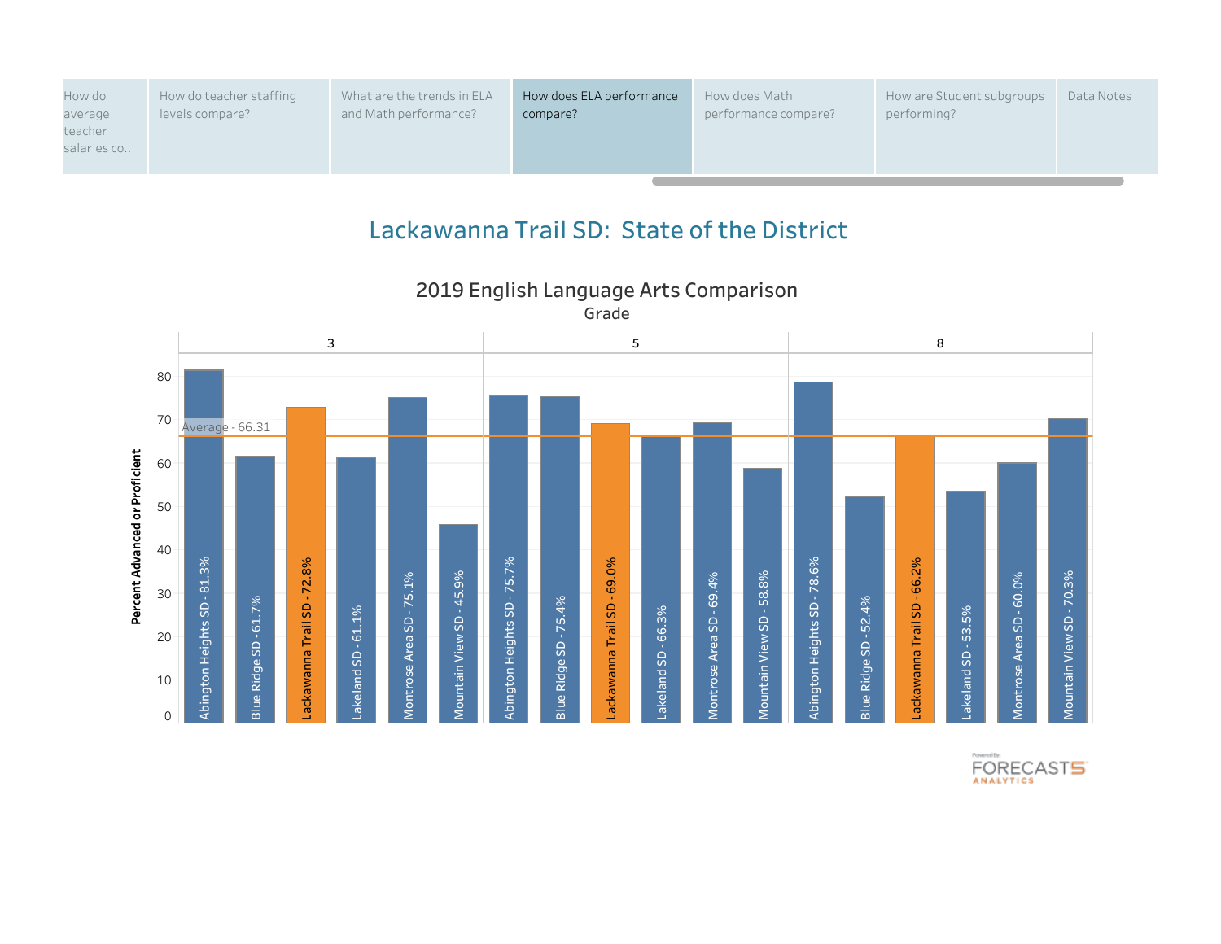How do average teacher salaries co.. | How do teacher staffing levels compare? | What are the trends in ELA and Math performance? | How does ELA performance compare? | How does Math performance compare? | How are Student subgroups performing? | Data Notes

# Lackawanna Trail SD: State of the District

## 2019 English Language Arts Comparison

Grade

Average - 66.31

Percent Advanced or Proficient

| Grade | District | Percent Advanced or Proficient |
|---|---|---|
| 3 | Abington Heights SD | 81.3% |
| 3 | Blue Ridge SD | 61.7% |
| 3 | Lackawanna Trail SD | 72.8% |
| 3 | Lakeland SD | 61.1% |
| 3 | Montrose Area SD | 75.1% |
| 3 | Mountain View SD | 45.9% |
| 5 | Abington Heights SD | 75.7% |
| 5 | Blue Ridge SD | 75.4% |
| 5 | Lackawanna Trail SD | 69.0% |
| 5 | Lakeland SD | 66.3% |
| 5 | Montrose Area SD | 69.4% |
| 5 | Mountain View SD | 58.8% |
| 8 | Abington Heights SD | 78.6% |
| 8 | Blue Ridge SD | 52.4% |
| 8 | Lackawanna Trail SD | 66.2% |
| 8 | Lakeland SD | 53.5% |
| 8 | Montrose Area SD | 60.0% |
| 8 | Mountain View SD | 70.3% |

Powered By: FORECAST5 ANALYTICS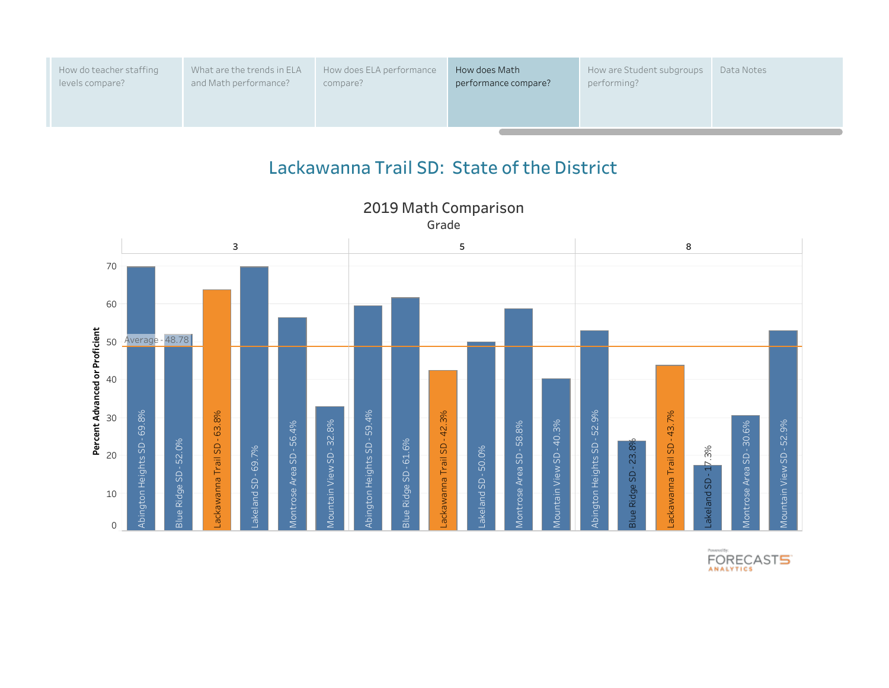How do teacher staffing levels compare? | What are the trends in ELA and Math performance? | How does ELA performance compare? | **How does Math performance compare?** | How are Student subgroups performing? | Data Notes

# Lackawanna Trail SD: State of the District

## 2019 Math Comparison

Grade

Percent Advanced or Proficient

Average - 48.78

| District | Grade 3 | Grade 5 | Grade 8 |
|---|---|---|---|
| Abington Heights SD | 69.8% | 59.4% | 52.9% |
| Blue Ridge SD | 52.0% | 61.6% | 23.8% |
| Lackawanna Trail SD | 63.8% | 42.3% | 43.7% |
| Lakeland SD | 69.7% | 50.0% | 17.3% |
| Montrose Area SD | 56.4% | 58.8% | 30.6% |
| Mountain View SD | 32.8% | 40.3% | 52.9% |

Powered By: FORECAST5 ANALYTICS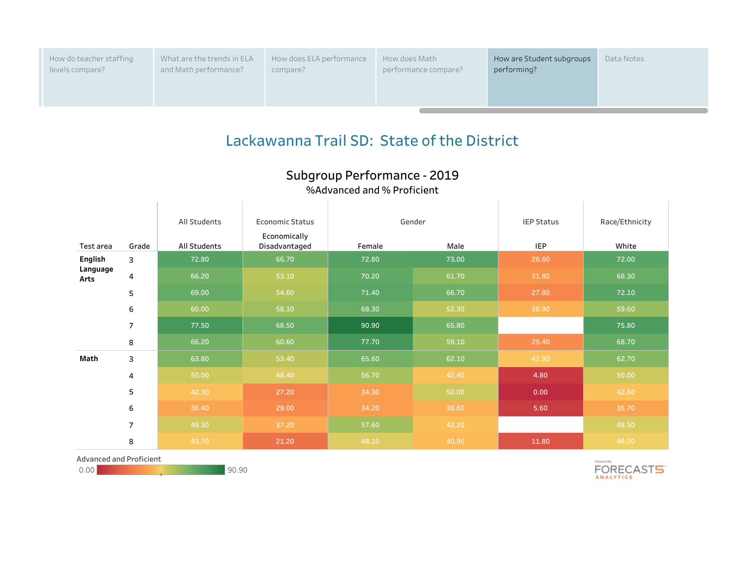How do teacher staffing levels compare? | What are the trends in ELA and Math performance? | How does ELA performance compare? | How does Math performance compare? | How are Student subgroups performing? | Data Notes

# Lackawanna Trail SD: State of the District

## Subgroup Performance - 2019

%Advanced and % Proficient

| | | All Students | Economic Status | Gender | | IEP Status | Race/Ethnicity |
|---|---|---|---|---|---|---|---|
| Test area | Grade | All Students | Economically Disadvantaged | Female | Male | IEP | White |
| English Language Arts | 3 | 72.80 | 66.70 | 72.80 | 73.00 | 28.60 | 72.00 |
| | 4 | 66.20 | 53.10 | 70.20 | 61.70 | 31.80 | 68.30 |
| | 5 | 69.00 | 54.60 | 71.40 | 66.70 | 27.80 | 72.10 |
| | 6 | 60.00 | 58.10 | 68.30 | 52.30 | 38.90 | 59.60 |
| | 7 | 77.50 | 68.50 | 90.90 | 65.80 | | 75.80 |
| | 8 | 66.20 | 60.60 | 77.70 | 59.10 | 29.40 | 68.70 |
| Math | 3 | 63.80 | 53.40 | 65.60 | 62.10 | 42.90 | 62.70 |
| | 4 | 50.00 | 48.40 | 56.70 | 42.40 | 4.80 | 50.00 |
| | 5 | 42.30 | 27.20 | 34.30 | 50.00 | 0.00 | 42.60 |
| | 6 | 36.40 | 29.00 | 34.20 | 38.60 | 5.60 | 35.70 |
| | 7 | 49.30 | 37.20 | 57.60 | 42.20 | | 48.50 |
| | 8 | 43.70 | 21.20 | 48.10 | 40.90 | 11.80 | 46.20 |

Advanced and Proficient

0.00 – 90.90

Powered By: FORECAST5 ANALYTICS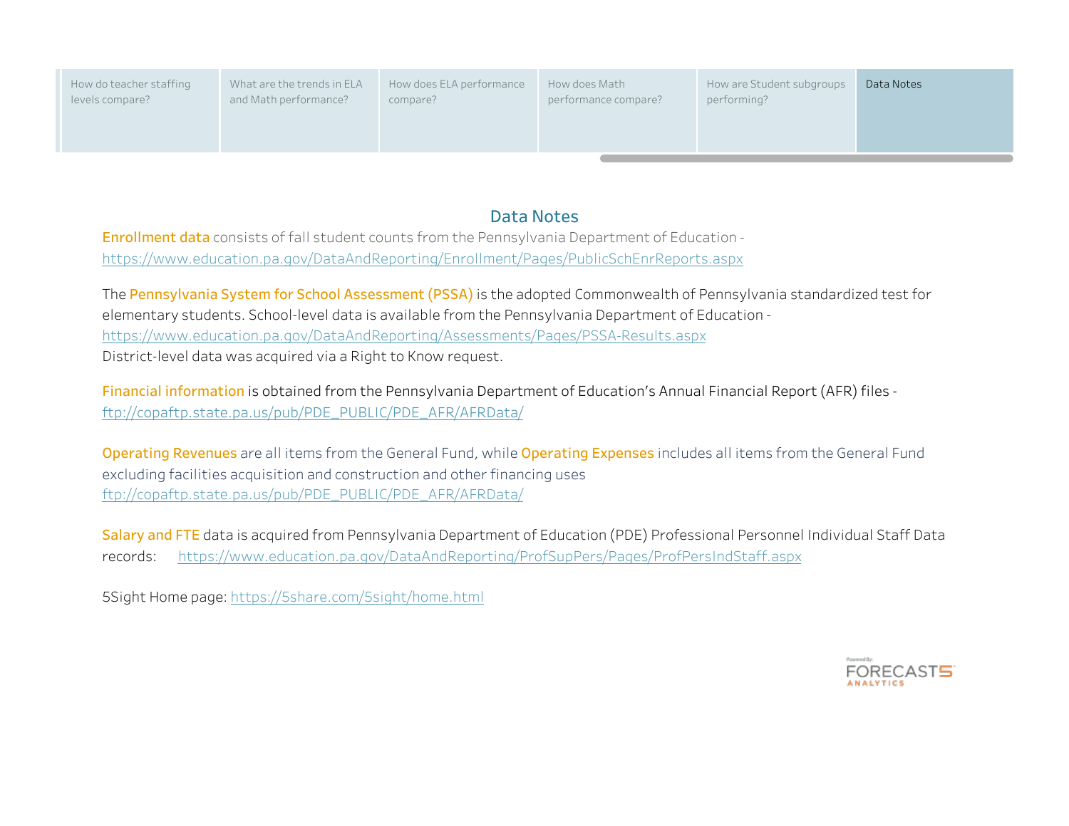How do teacher staffing levels compare? | What are the trends in ELA and Math performance? | How does ELA performance compare? | How does Math performance compare? | How are Student subgroups performing? | Data Notes

## Data Notes

**Enrollment data** consists of fall student counts from the Pennsylvania Department of Education - https://www.education.pa.gov/DataAndReporting/Enrollment/Pages/PublicSchEnrReports.aspx

The **Pennsylvania System for School Assessment (PSSA)** is the adopted Commonwealth of Pennsylvania standardized test for elementary students. School-level data is available from the Pennsylvania Department of Education - https://www.education.pa.gov/DataAndReporting/Assessments/Pages/PSSA-Results.aspx
District-level data was acquired via a Right to Know request.

**Financial information** is obtained from the Pennsylvania Department of Education's Annual Financial Report (AFR) files - ftp://copaftp.state.pa.us/pub/PDE_PUBLIC/PDE_AFR/AFRData/

**Operating Revenues** are all items from the General Fund, while **Operating Expenses** includes all items from the General Fund excluding facilities acquisition and construction and other financing uses
ftp://copaftp.state.pa.us/pub/PDE_PUBLIC/PDE_AFR/AFRData/

**Salary and FTE** data is acquired from Pennsylvania Department of Education (PDE) Professional Personnel Individual Staff Data records: https://www.education.pa.gov/DataAndReporting/ProfSupPers/Pages/ProfPersIndStaff.aspx

5Sight Home page: https://5share.com/5sight/home.html

Powered By: FORECAST5 ANALYTICS